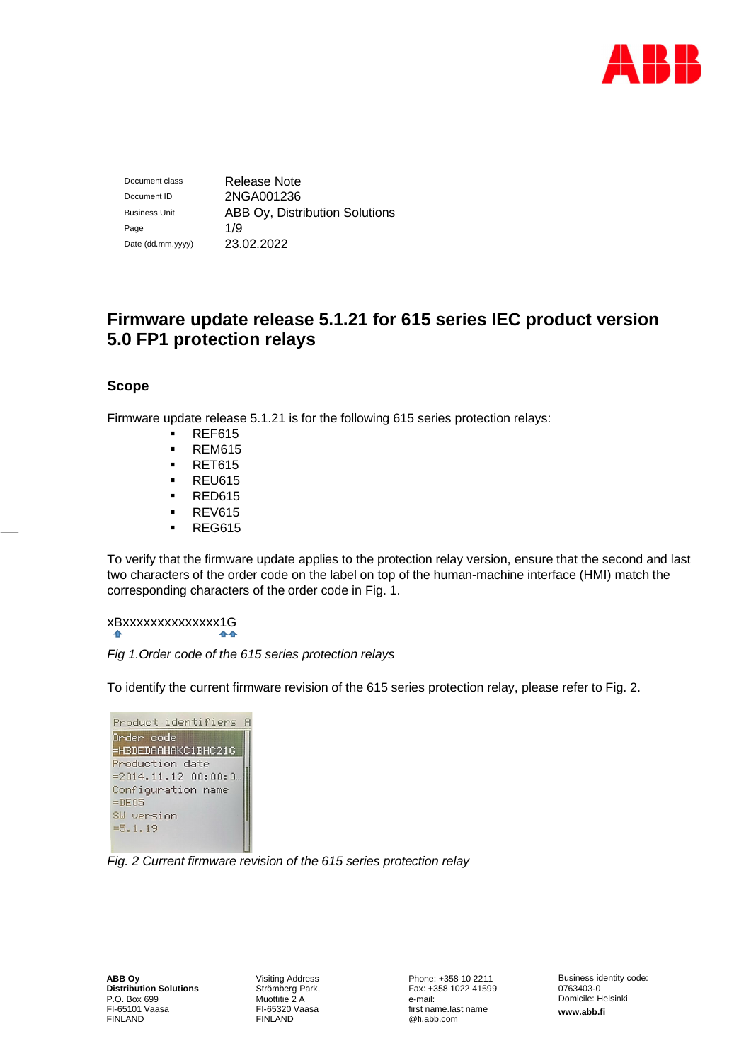| Document class | Release Note |
|---|---|
| Document ID | 2NGA001236 |
| Business Unit | ABB Oy, Distribution Solutions |
| Page | 1/9 |
| Date (dd.mm.yyyy) | 23.02.2022 |

# Firmware update release 5.1.21 for 615 series IEC product version 5.0 FP1 protection relays

## Scope

Firmware update release 5.1.21 is for the following 615 series protection relays:

- REF615
- REM615
- RET615
- REU615
- RED615
- REV615
- REG615

To verify that the firmware update applies to the protection relay version, ensure that the second and last two characters of the order code on the label on top of the human-machine interface (HMI) match the corresponding characters of the order code in Fig. 1.

xBxxxxxxxxxxxxxx1G

*Fig 1.Order code of the 615 series protection relays*

To identify the current firmware revision of the 615 series protection relay, please refer to Fig. 2.

```
Product identifiers
Order code
=HBDEDAAHAKC1BHC21G
Production date
=2014.11.12 00:00:0...
Configuration name
=DE05
SW version
=5.1.19
```

*Fig. 2 Current firmware revision of the 615 series protection relay*

**ABB Oy**
**Distribution Solutions**
P.O. Box 699
FI-65101 Vaasa
FINLAND

Visiting Address
Strömberg Park,
Muottitie 2 A
FI-65320 Vaasa
FINLAND

Phone: +358 10 2211
Fax: +358 1022 41599
e-mail:
first name.last name
@fi.abb.com

Business identity code:
0763403-0
Domicile: Helsinki
**www.abb.fi**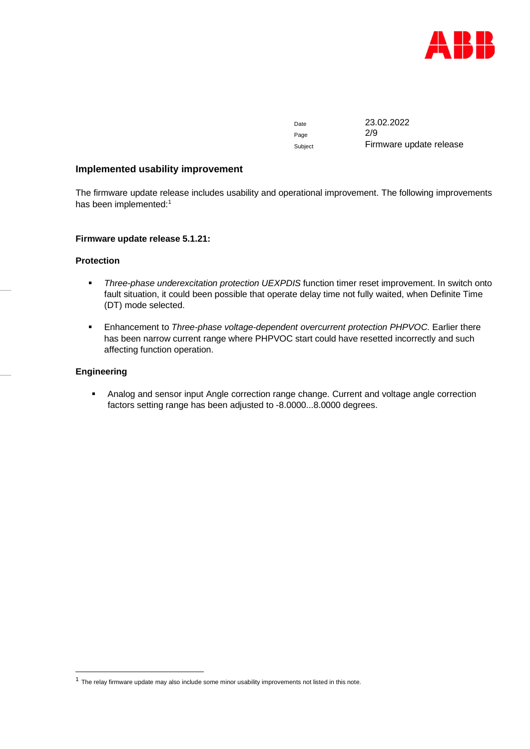## Implemented usability improvement

The firmware update release includes usability and operational improvement. The following improvements has been implemented:[1]

### Firmware update release 5.1.21:

#### Protection

- *Three-phase underexcitation protection UEXPDIS* function timer reset improvement. In switch onto fault situation, it could been possible that operate delay time not fully waited, when Definite Time (DT) mode selected.

- Enhancement to *Three-phase voltage-dependent overcurrent protection PHPVOC*. Earlier there has been narrow current range where PHPVOC start could have resetted incorrectly and such affecting function operation.

#### Engineering

- Analog and sensor input Angle correction range change. Current and voltage angle correction factors setting range has been adjusted to -8.0000...8.0000 degrees.

---

[1] The relay firmware update may also include some minor usability improvements not listed in this note.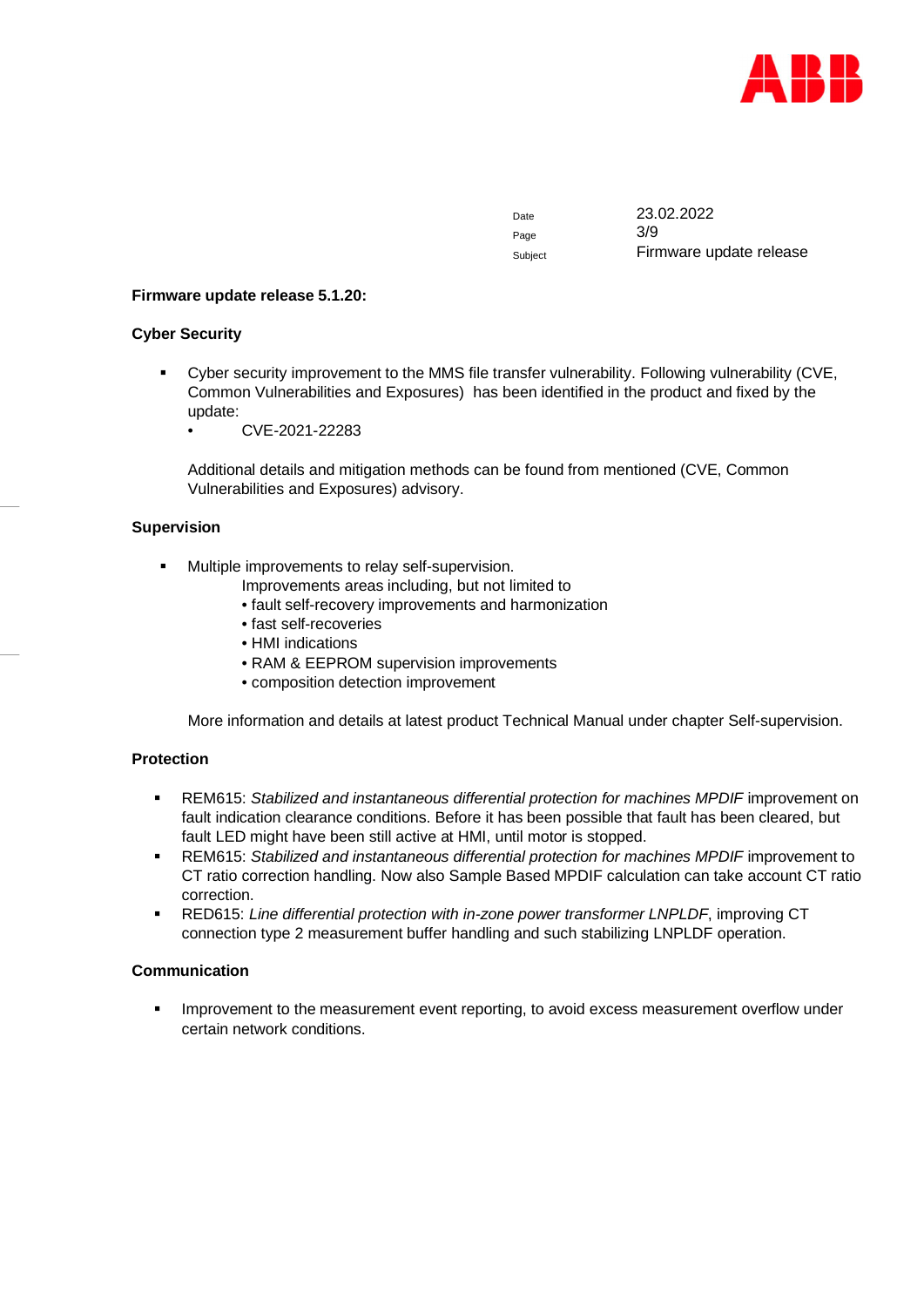| Date | 23.02.2022 |
|---|---|
| Subject | Firmware update release |

**Firmware update release 5.1.20:**

**Cyber Security**

- Cyber security improvement to the MMS file transfer vulnerability. Following vulnerability (CVE, Common Vulnerabilities and Exposures) has been identified in the product and fixed by the update:
  - CVE-2021-22283

  Additional details and mitigation methods can be found from mentioned (CVE, Common Vulnerabilities and Exposures) advisory.

**Supervision**

- Multiple improvements to relay self-supervision.
  Improvements areas including, but not limited to
  - fault self-recovery improvements and harmonization
  - fast self-recoveries
  - HMI indications
  - RAM & EEPROM supervision improvements
  - composition detection improvement

  More information and details at latest product Technical Manual under chapter Self-supervision.

**Protection**

- REM615: *Stabilized and instantaneous differential protection for machines MPDIF* improvement on fault indication clearance conditions. Before it has been possible that fault has been cleared, but fault LED might have been still active at HMI, until motor is stopped.
- REM615: *Stabilized and instantaneous differential protection for machines MPDIF* improvement to CT ratio correction handling. Now also Sample Based MPDIF calculation can take account CT ratio correction.
- RED615: *Line differential protection with in-zone power transformer LNPLDF*, improving CT connection type 2 measurement buffer handling and such stabilizing LNPLDF operation.

**Communication**

- Improvement to the measurement event reporting, to avoid excess measurement overflow under certain network conditions.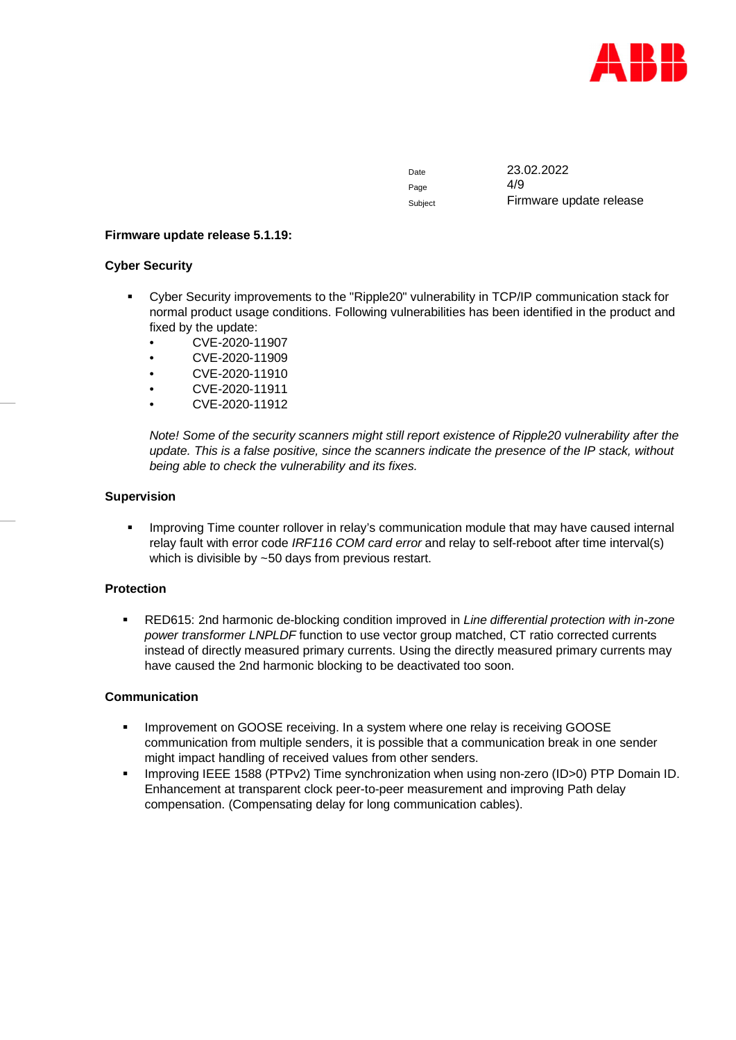**Firmware update release 5.1.19:**

**Cyber Security**

- Cyber Security improvements to the "Ripple20" vulnerability in TCP/IP communication stack for normal product usage conditions. Following vulnerabilities has been identified in the product and fixed by the update:
  - CVE-2020-11907
  - CVE-2020-11909
  - CVE-2020-11910
  - CVE-2020-11911
  - CVE-2020-11912

  *Note! Some of the security scanners might still report existence of Ripple20 vulnerability after the update. This is a false positive, since the scanners indicate the presence of the IP stack, without being able to check the vulnerability and its fixes.*

**Supervision**

- Improving Time counter rollover in relay's communication module that may have caused internal relay fault with error code *IRF116 COM card error* and relay to self-reboot after time interval(s) which is divisible by ~50 days from previous restart.

**Protection**

- RED615: 2nd harmonic de-blocking condition improved in *Line differential protection with in-zone power transformer LNPLDF* function to use vector group matched, CT ratio corrected currents instead of directly measured primary currents. Using the directly measured primary currents may have caused the 2nd harmonic blocking to be deactivated too soon.

**Communication**

- Improvement on GOOSE receiving. In a system where one relay is receiving GOOSE communication from multiple senders, it is possible that a communication break in one sender might impact handling of received values from other senders.
- Improving IEEE 1588 (PTPv2) Time synchronization when using non-zero (ID>0) PTP Domain ID. Enhancement at transparent clock peer-to-peer measurement and improving Path delay compensation. (Compensating delay for long communication cables).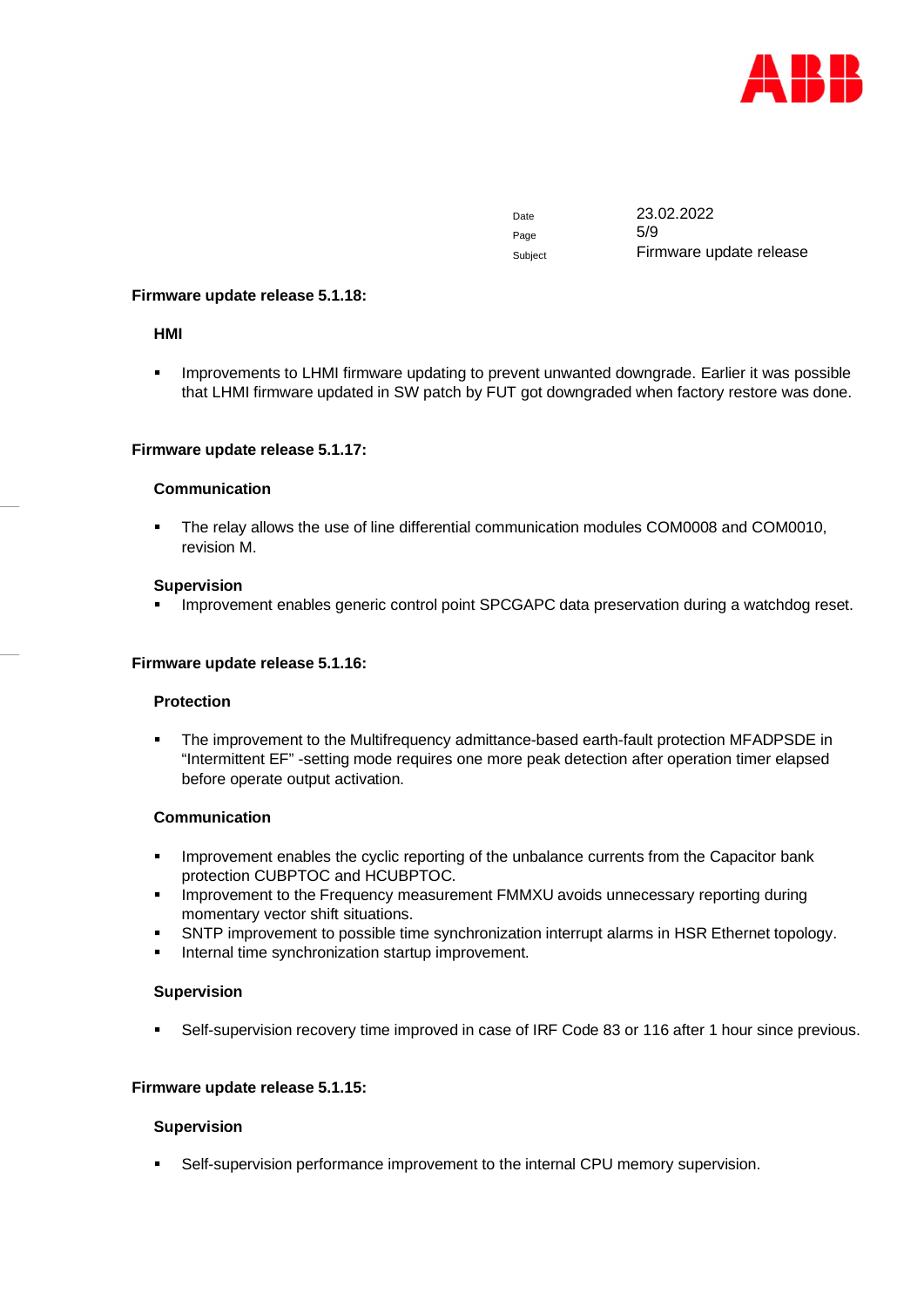**Firmware update release 5.1.18:**

**HMI**

- Improvements to LHMI firmware updating to prevent unwanted downgrade. Earlier it was possible that LHMI firmware updated in SW patch by FUT got downgraded when factory restore was done.

**Firmware update release 5.1.17:**

**Communication**

- The relay allows the use of line differential communication modules COM0008 and COM0010, revision M.

**Supervision**

- Improvement enables generic control point SPCGAPC data preservation during a watchdog reset.

**Firmware update release 5.1.16:**

**Protection**

- The improvement to the Multifrequency admittance-based earth-fault protection MFADPSDE in "Intermittent EF" -setting mode requires one more peak detection after operation timer elapsed before operate output activation.

**Communication**

- Improvement enables the cyclic reporting of the unbalance currents from the Capacitor bank protection CUBPTOC and HCUBPTOC.
- Improvement to the Frequency measurement FMMXU avoids unnecessary reporting during momentary vector shift situations.
- SNTP improvement to possible time synchronization interrupt alarms in HSR Ethernet topology.
- Internal time synchronization startup improvement.

**Supervision**

- Self-supervision recovery time improved in case of IRF Code 83 or 116 after 1 hour since previous.

**Firmware update release 5.1.15:**

**Supervision**

- Self-supervision performance improvement to the internal CPU memory supervision.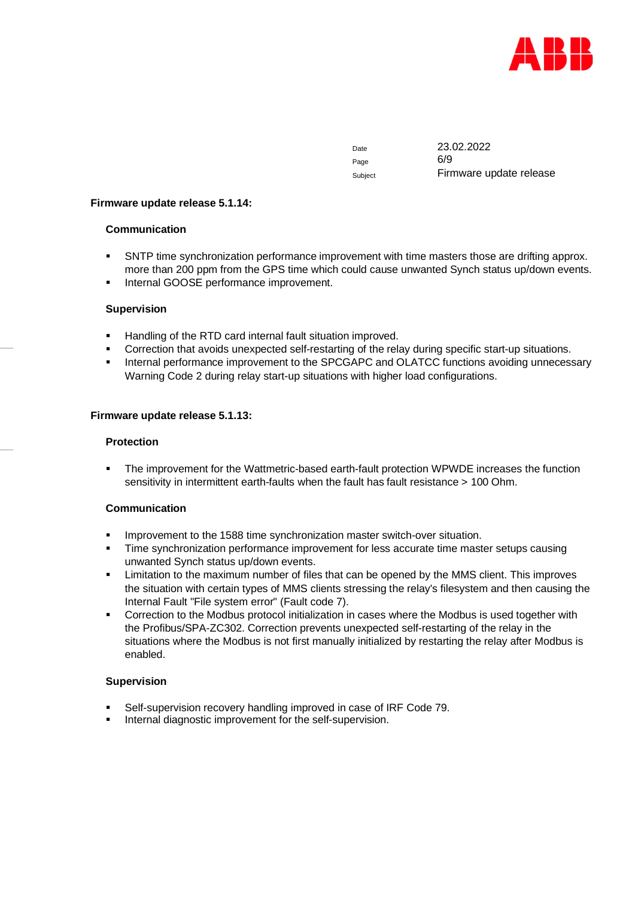**Firmware update release 5.1.14:**

**Communication**

- SNTP time synchronization performance improvement with time masters those are drifting approx. more than 200 ppm from the GPS time which could cause unwanted Synch status up/down events.
- Internal GOOSE performance improvement.

**Supervision**

- Handling of the RTD card internal fault situation improved.
- Correction that avoids unexpected self-restarting of the relay during specific start-up situations.
- Internal performance improvement to the SPCGAPC and OLATCC functions avoiding unnecessary Warning Code 2 during relay start-up situations with higher load configurations.

**Firmware update release 5.1.13:**

**Protection**

- The improvement for the Wattmetric-based earth-fault protection WPWDE increases the function sensitivity in intermittent earth-faults when the fault has fault resistance > 100 Ohm.

**Communication**

- Improvement to the 1588 time synchronization master switch-over situation.
- Time synchronization performance improvement for less accurate time master setups causing unwanted Synch status up/down events.
- Limitation to the maximum number of files that can be opened by the MMS client. This improves the situation with certain types of MMS clients stressing the relay's filesystem and then causing the Internal Fault "File system error" (Fault code 7).
- Correction to the Modbus protocol initialization in cases where the Modbus is used together with the Profibus/SPA-ZC302. Correction prevents unexpected self-restarting of the relay in the situations where the Modbus is not first manually initialized by restarting the relay after Modbus is enabled.

**Supervision**

- Self-supervision recovery handling improved in case of IRF Code 79.
- Internal diagnostic improvement for the self-supervision.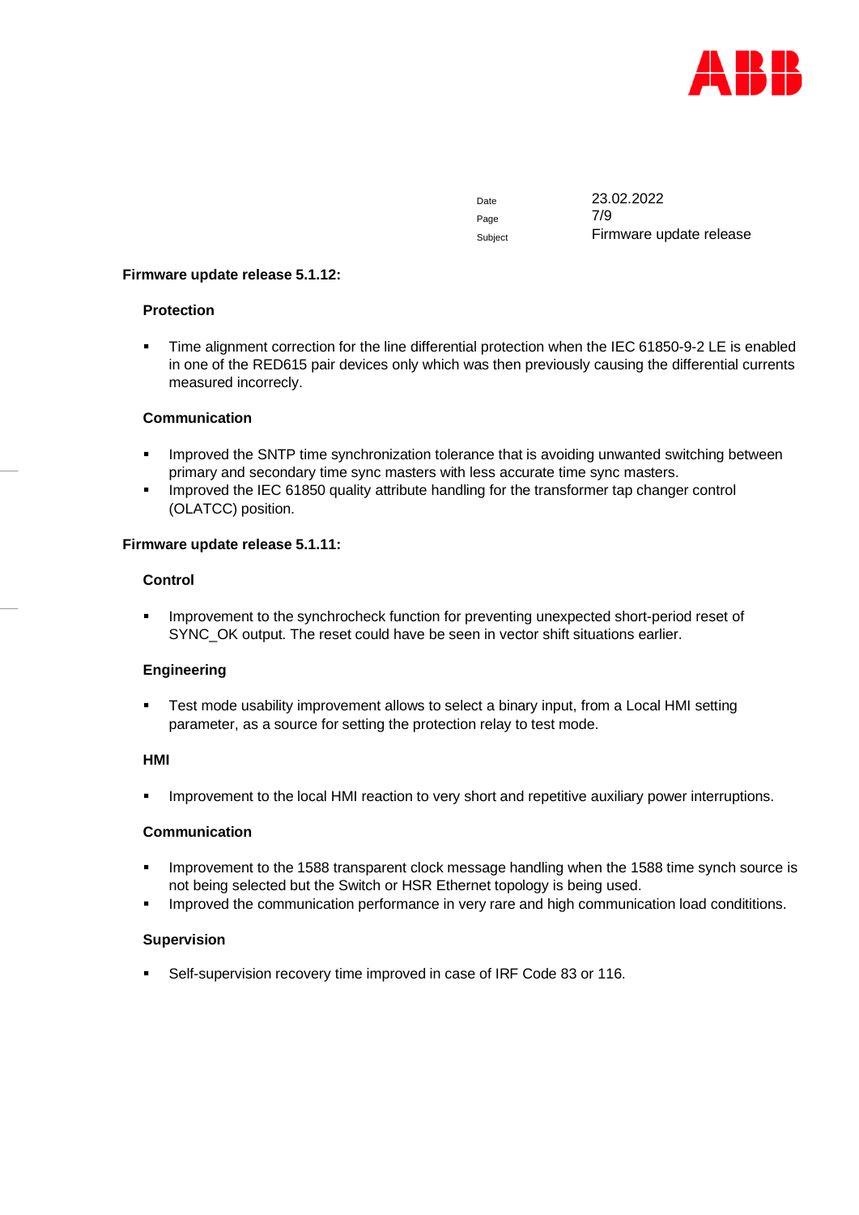**Firmware update release 5.1.12:**

**Protection**

- Time alignment correction for the line differential protection when the IEC 61850-9-2 LE is enabled in one of the RED615 pair devices only which was then previously causing the differential currents measured incorrectly.

**Communication**

- Improved the SNTP time synchronization tolerance that is avoiding unwanted switching between primary and secondary time sync masters with less accurate time sync masters.
- Improved the IEC 61850 quality attribute handling for the transformer tap changer control (OLATCC) position.

**Firmware update release 5.1.11:**

**Control**

- Improvement to the synchrocheck function for preventing unexpected short-period reset of SYNC_OK output. The reset could have be seen in vector shift situations earlier.

**Engineering**

- Test mode usability improvement allows to select a binary input, from a Local HMI setting parameter, as a source for setting the protection relay to test mode.

**HMI**

- Improvement to the local HMI reaction to very short and repetitive auxiliary power interruptions.

**Communication**

- Improvement to the 1588 transparent clock message handling when the 1588 time synch source is not being selected but the Switch or HSR Ethernet topology is being used.
- Improved the communication performance in very rare and high communication load condititions.

**Supervision**

- Self-supervision recovery time improved in case of IRF Code 83 or 116.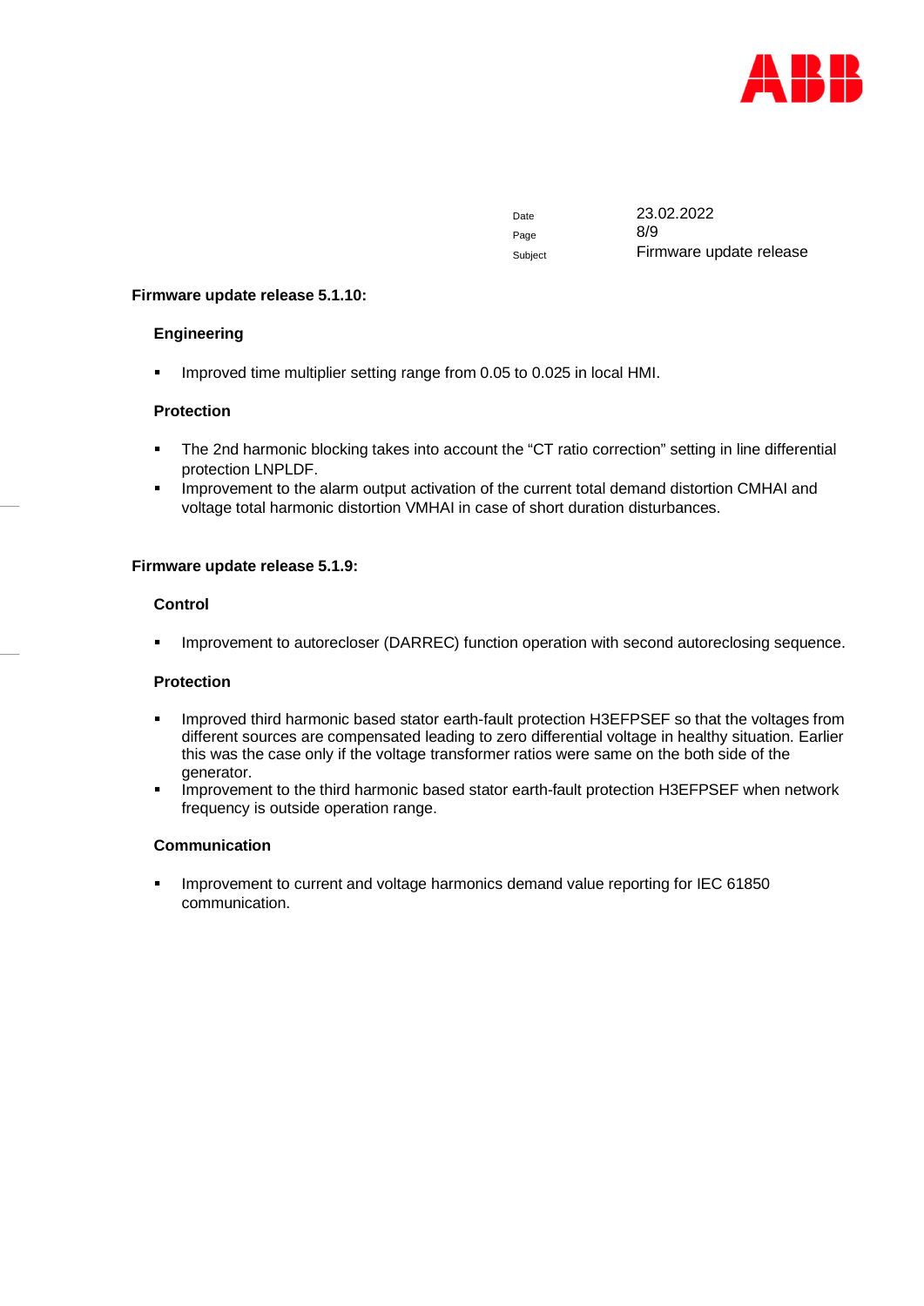## Firmware update release 5.1.10:

### Engineering

- Improved time multiplier setting range from 0.05 to 0.025 in local HMI.

### Protection

- The 2nd harmonic blocking takes into account the “CT ratio correction” setting in line differential protection LNPLDF.
- Improvement to the alarm output activation of the current total demand distortion CMHAI and voltage total harmonic distortion VMHAI in case of short duration disturbances.

## Firmware update release 5.1.9:

### Control

- Improvement to autorecloser (DARREC) function operation with second autoreclosing sequence.

### Protection

- Improved third harmonic based stator earth-fault protection H3EFPSEF so that the voltages from different sources are compensated leading to zero differential voltage in healthy situation. Earlier this was the case only if the voltage transformer ratios were same on the both side of the generator.
- Improvement to the third harmonic based stator earth-fault protection H3EFPSEF when network frequency is outside operation range.

### Communication

- Improvement to current and voltage harmonics demand value reporting for IEC 61850 communication.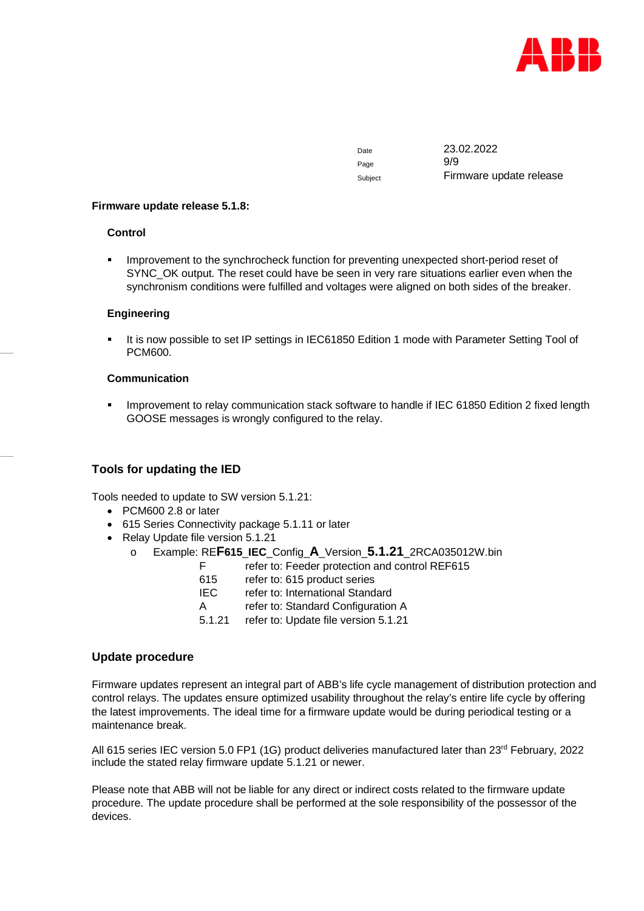**Firmware update release 5.1.8:**

### Control

- Improvement to the synchrocheck function for preventing unexpected short-period reset of SYNC_OK output. The reset could have be seen in very rare situations earlier even when the synchronism conditions were fulfilled and voltages were aligned on both sides of the breaker.

### Engineering

- It is now possible to set IP settings in IEC61850 Edition 1 mode with Parameter Setting Tool of PCM600.

### Communication

- Improvement to relay communication stack software to handle if IEC 61850 Edition 2 fixed length GOOSE messages is wrongly configured to the relay.

## Tools for updating the IED

Tools needed to update to SW version 5.1.21:

- PCM600 2.8 or later
- 615 Series Connectivity package 5.1.11 or later
- Relay Update file version 5.1.21
  - Example: RE**F615_IEC**_Config_**A**_Version_**5.1.21**_2RCA035012W.bin

| | |
|---|---|
| F | refer to: Feeder protection and control REF615 |
| 615 | refer to: 615 product series |
| IEC | refer to: International Standard |
| A | refer to: Standard Configuration A |
| 5.1.21 | refer to: Update file version 5.1.21 |

## Update procedure

Firmware updates represent an integral part of ABB's life cycle management of distribution protection and control relays. The updates ensure optimized usability throughout the relay's entire life cycle by offering the latest improvements. The ideal time for a firmware update would be during periodical testing or a maintenance break.

All 615 series IEC version 5.0 FP1 (1G) product deliveries manufactured later than 23rd February, 2022 include the stated relay firmware update 5.1.21 or newer.

Please note that ABB will not be liable for any direct or indirect costs related to the firmware update procedure. The update procedure shall be performed at the sole responsibility of the possessor of the devices.